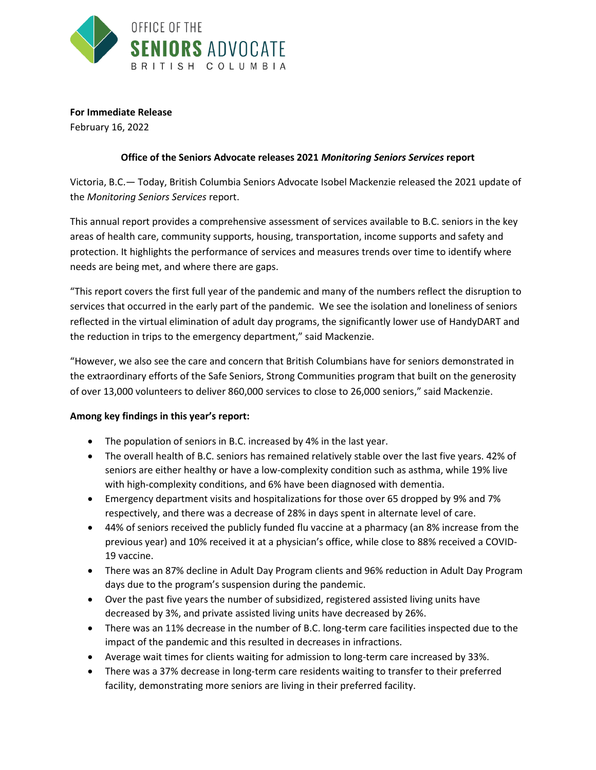OFFICE OF THE **SENIORS** ADVOCATE BRITISH COLUMBIA

**For Immediate Release**
February 16, 2022

**Office of the Seniors Advocate releases 2021 *Monitoring Seniors Services* report**

Victoria, B.C.— Today, British Columbia Seniors Advocate Isobel Mackenzie released the 2021 update of the *Monitoring Seniors Services* report.

This annual report provides a comprehensive assessment of services available to B.C. seniors in the key areas of health care, community supports, housing, transportation, income supports and safety and protection. It highlights the performance of services and measures trends over time to identify where needs are being met, and where there are gaps.

"This report covers the first full year of the pandemic and many of the numbers reflect the disruption to services that occurred in the early part of the pandemic. We see the isolation and loneliness of seniors reflected in the virtual elimination of adult day programs, the significantly lower use of HandyDART and the reduction in trips to the emergency department," said Mackenzie.

"However, we also see the care and concern that British Columbians have for seniors demonstrated in the extraordinary efforts of the Safe Seniors, Strong Communities program that built on the generosity of over 13,000 volunteers to deliver 860,000 services to close to 26,000 seniors," said Mackenzie.

**Among key findings in this year's report:**

- The population of seniors in B.C. increased by 4% in the last year.
- The overall health of B.C. seniors has remained relatively stable over the last five years. 42% of seniors are either healthy or have a low-complexity condition such as asthma, while 19% live with high-complexity conditions, and 6% have been diagnosed with dementia.
- Emergency department visits and hospitalizations for those over 65 dropped by 9% and 7% respectively, and there was a decrease of 28% in days spent in alternate level of care.
- 44% of seniors received the publicly funded flu vaccine at a pharmacy (an 8% increase from the previous year) and 10% received it at a physician's office, while close to 88% received a COVID-19 vaccine.
- There was an 87% decline in Adult Day Program clients and 96% reduction in Adult Day Program days due to the program's suspension during the pandemic.
- Over the past five years the number of subsidized, registered assisted living units have decreased by 3%, and private assisted living units have decreased by 26%.
- There was an 11% decrease in the number of B.C. long-term care facilities inspected due to the impact of the pandemic and this resulted in decreases in infractions.
- Average wait times for clients waiting for admission to long-term care increased by 33%.
- There was a 37% decrease in long-term care residents waiting to transfer to their preferred facility, demonstrating more seniors are living in their preferred facility.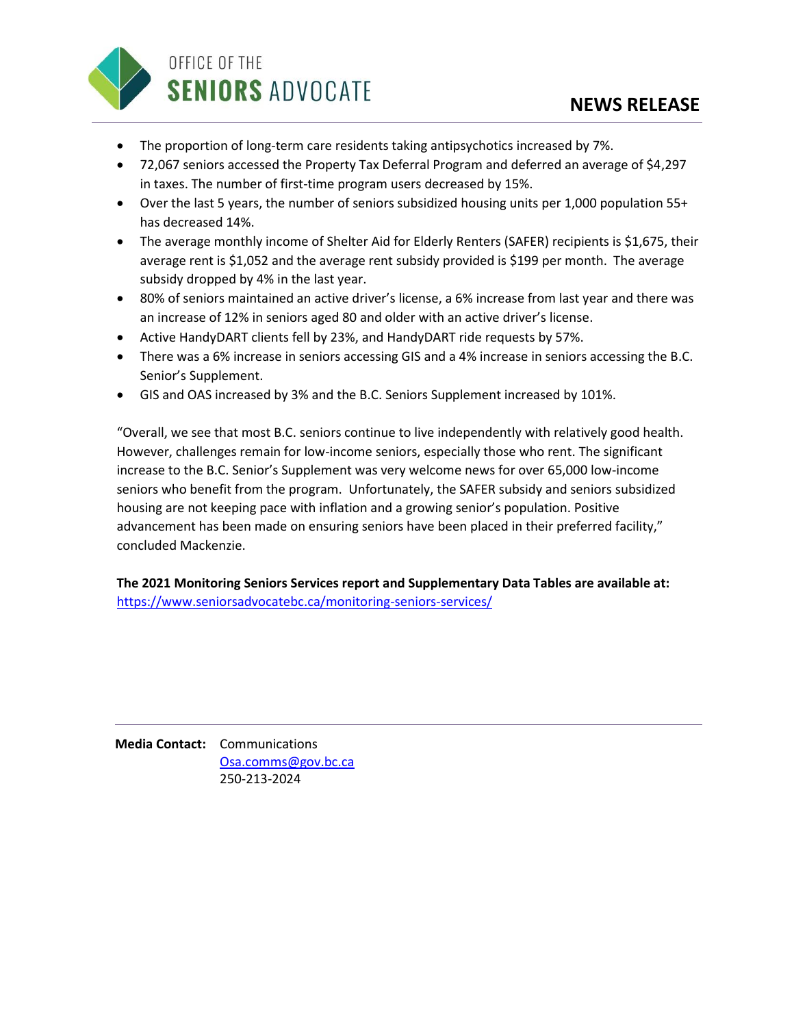- The proportion of long-term care residents taking antipsychotics increased by 7%.
- 72,067 seniors accessed the Property Tax Deferral Program and deferred an average of $4,297 in taxes. The number of first-time program users decreased by 15%.
- Over the last 5 years, the number of seniors subsidized housing units per 1,000 population 55+ has decreased 14%.
- The average monthly income of Shelter Aid for Elderly Renters (SAFER) recipients is $1,675, their average rent is $1,052 and the average rent subsidy provided is $199 per month. The average subsidy dropped by 4% in the last year.
- 80% of seniors maintained an active driver's license, a 6% increase from last year and there was an increase of 12% in seniors aged 80 and older with an active driver's license.
- Active HandyDART clients fell by 23%, and HandyDART ride requests by 57%.
- There was a 6% increase in seniors accessing GIS and a 4% increase in seniors accessing the B.C. Senior's Supplement.
- GIS and OAS increased by 3% and the B.C. Seniors Supplement increased by 101%.

"Overall, we see that most B.C. seniors continue to live independently with relatively good health. However, challenges remain for low-income seniors, especially those who rent. The significant increase to the B.C. Senior's Supplement was very welcome news for over 65,000 low-income seniors who benefit from the program. Unfortunately, the SAFER subsidy and seniors subsidized housing are not keeping pace with inflation and a growing senior's population. Positive advancement has been made on ensuring seniors have been placed in their preferred facility," concluded Mackenzie.

**The 2021 Monitoring Seniors Services report and Supplementary Data Tables are available at:**
https://www.seniorsadvocatebc.ca/monitoring-seniors-services/

**Media Contact:** Communications
Osa.comms@gov.bc.ca
250-213-2024